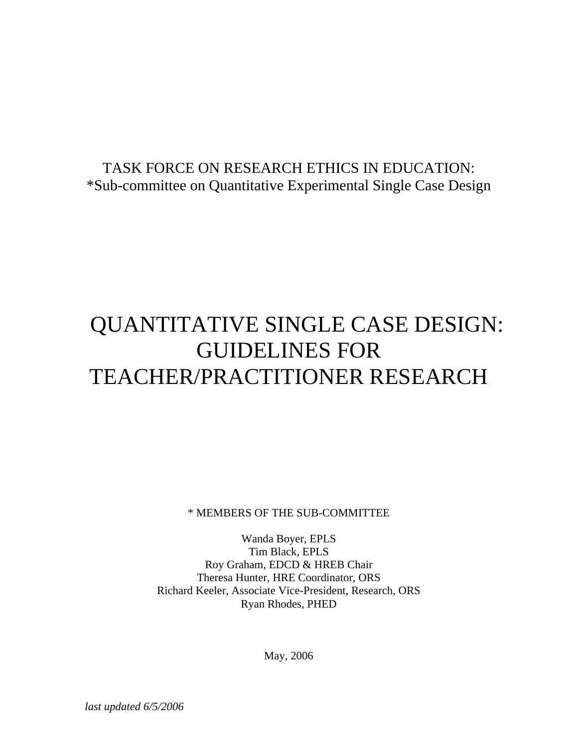TASK FORCE ON RESEARCH ETHICS IN EDUCATION:
*Sub-committee on Quantitative Experimental Single Case Design

# QUANTITATIVE SINGLE CASE DESIGN: GUIDELINES FOR TEACHER/PRACTITIONER RESEARCH

* MEMBERS OF THE SUB-COMMITTEE

Wanda Boyer, EPLS
Tim Black, EPLS
Roy Graham, EDCD & HREB Chair
Theresa Hunter, HRE Coordinator, ORS
Richard Keeler, Associate Vice-President, Research, ORS
Ryan Rhodes, PHED

May, 2006

*last updated 6/5/2006*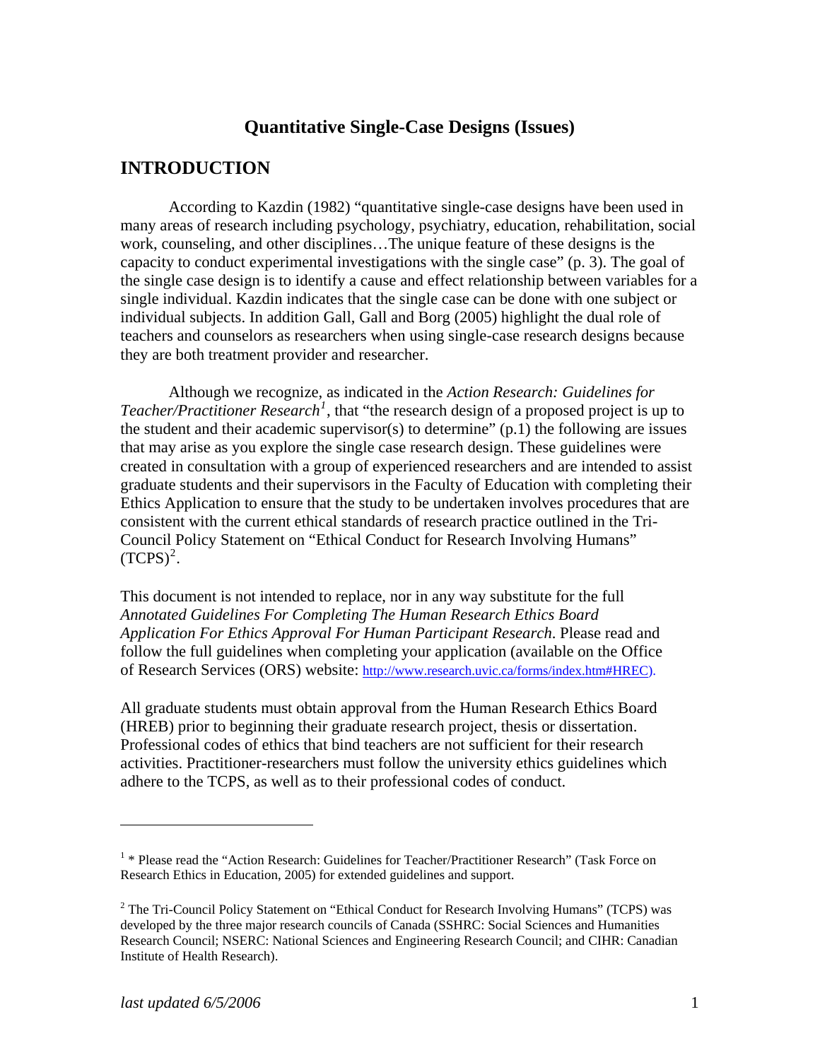# Quantitative Single-Case Designs (Issues)

## INTRODUCTION

According to Kazdin (1982) "quantitative single-case designs have been used in many areas of research including psychology, psychiatry, education, rehabilitation, social work, counseling, and other disciplines…The unique feature of these designs is the capacity to conduct experimental investigations with the single case" (p. 3). The goal of the single case design is to identify a cause and effect relationship between variables for a single individual. Kazdin indicates that the single case can be done with one subject or individual subjects. In addition Gall, Gall and Borg (2005) highlight the dual role of teachers and counselors as researchers when using single-case research designs because they are both treatment provider and researcher.

Although we recognize, as indicated in the *Action Research: Guidelines for Teacher/Practitioner Research*[1], that "the research design of a proposed project is up to the student and their academic supervisor(s) to determine" (p.1) the following are issues that may arise as you explore the single case research design. These guidelines were created in consultation with a group of experienced researchers and are intended to assist graduate students and their supervisors in the Faculty of Education with completing their Ethics Application to ensure that the study to be undertaken involves procedures that are consistent with the current ethical standards of research practice outlined in the Tri-Council Policy Statement on "Ethical Conduct for Research Involving Humans" (TCPS)[2].

This document is not intended to replace, nor in any way substitute for the full *Annotated Guidelines For Completing The Human Research Ethics Board Application For Ethics Approval For Human Participant Research*. Please read and follow the full guidelines when completing your application (available on the Office of Research Services (ORS) website: http://www.research.uvic.ca/forms/index.htm#HREC).

All graduate students must obtain approval from the Human Research Ethics Board (HREB) prior to beginning their graduate research project, thesis or dissertation. Professional codes of ethics that bind teachers are not sufficient for their research activities. Practitioner-researchers must follow the university ethics guidelines which adhere to the TCPS, as well as to their professional codes of conduct.

---

[1] * Please read the "Action Research: Guidelines for Teacher/Practitioner Research" (Task Force on Research Ethics in Education, 2005) for extended guidelines and support.

[2] The Tri-Council Policy Statement on "Ethical Conduct for Research Involving Humans" (TCPS) was developed by the three major research councils of Canada (SSHRC: Social Sciences and Humanities Research Council; NSERC: National Sciences and Engineering Research Council; and CIHR: Canadian Institute of Health Research).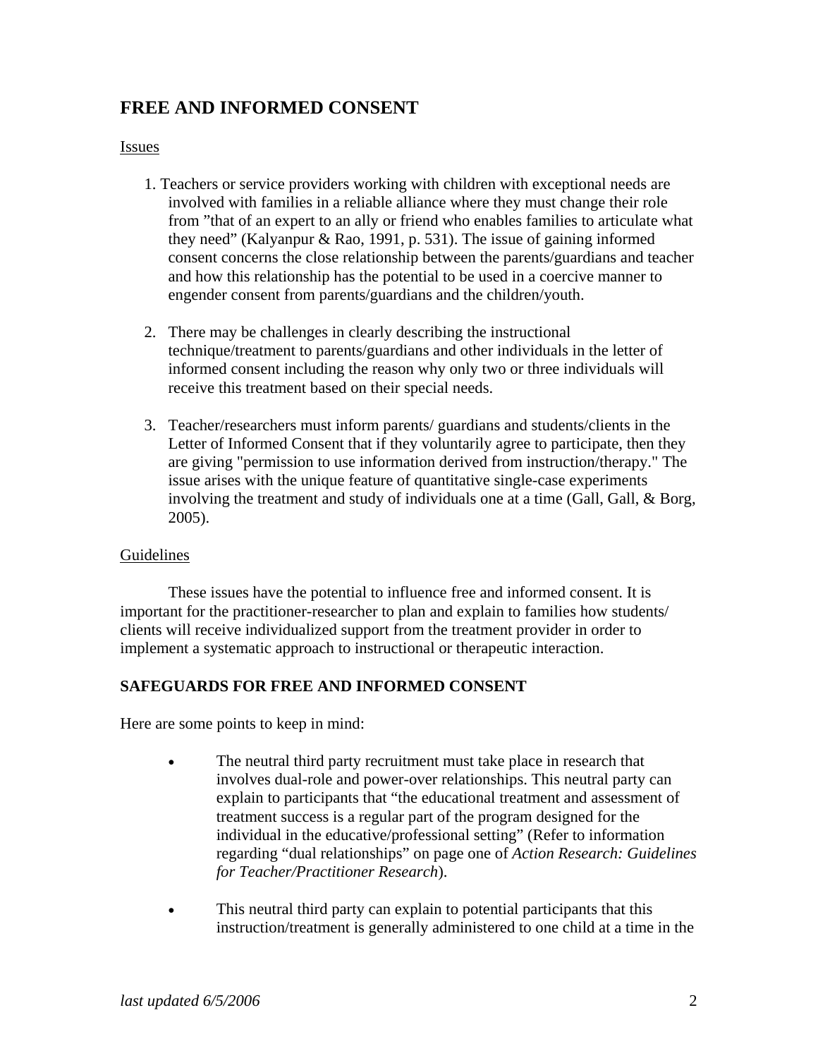## FREE AND INFORMED CONSENT

Issues

1. Teachers or service providers working with children with exceptional needs are involved with families in a reliable alliance where they must change their role from "that of an expert to an ally or friend who enables families to articulate what they need" (Kalyanpur & Rao, 1991, p. 531). The issue of gaining informed consent concerns the close relationship between the parents/guardians and teacher and how this relationship has the potential to be used in a coercive manner to engender consent from parents/guardians and the children/youth.

2. There may be challenges in clearly describing the instructional technique/treatment to parents/guardians and other individuals in the letter of informed consent including the reason why only two or three individuals will receive this treatment based on their special needs.

3. Teacher/researchers must inform parents/ guardians and students/clients in the Letter of Informed Consent that if they voluntarily agree to participate, then they are giving "permission to use information derived from instruction/therapy." The issue arises with the unique feature of quantitative single-case experiments involving the treatment and study of individuals one at a time (Gall, Gall, & Borg, 2005).

Guidelines

These issues have the potential to influence free and informed consent. It is important for the practitioner-researcher to plan and explain to families how students/ clients will receive individualized support from the treatment provider in order to implement a systematic approach to instructional or therapeutic interaction.

### SAFEGUARDS FOR FREE AND INFORMED CONSENT

Here are some points to keep in mind:

- The neutral third party recruitment must take place in research that involves dual-role and power-over relationships. This neutral party can explain to participants that "the educational treatment and assessment of treatment success is a regular part of the program designed for the individual in the educative/professional setting" (Refer to information regarding "dual relationships" on page one of *Action Research: Guidelines for Teacher/Practitioner Research*).

- This neutral third party can explain to potential participants that this instruction/treatment is generally administered to one child at a time in the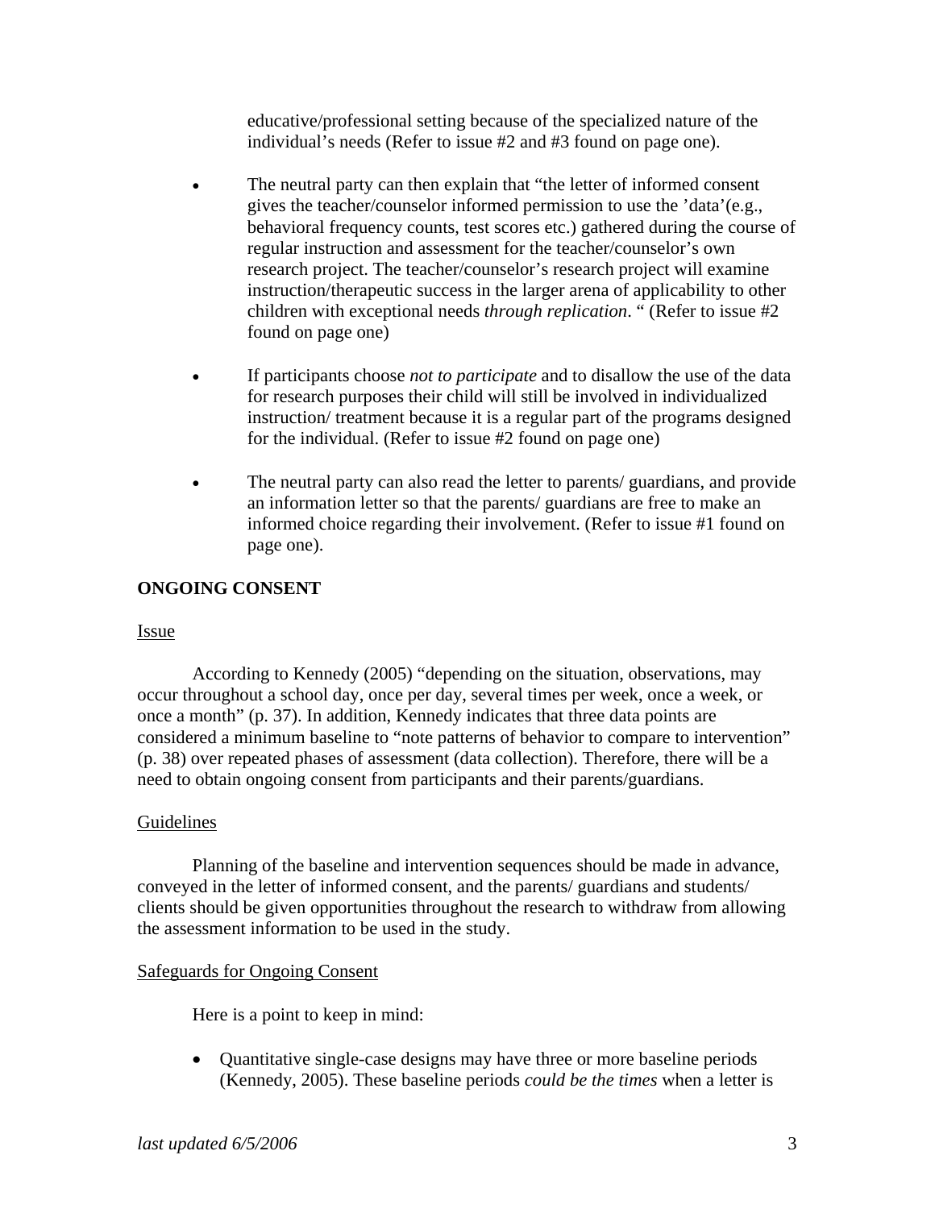educative/professional setting because of the specialized nature of the individual's needs (Refer to issue #2 and #3 found on page one).

- The neutral party can then explain that "the letter of informed consent gives the teacher/counselor informed permission to use the 'data'(e.g., behavioral frequency counts, test scores etc.) gathered during the course of regular instruction and assessment for the teacher/counselor's own research project. The teacher/counselor's research project will examine instruction/therapeutic success in the larger arena of applicability to other children with exceptional needs *through replication*. " (Refer to issue #2 found on page one)

- If participants choose *not to participate* and to disallow the use of the data for research purposes their child will still be involved in individualized instruction/ treatment because it is a regular part of the programs designed for the individual. (Refer to issue #2 found on page one)

- The neutral party can also read the letter to parents/ guardians, and provide an information letter so that the parents/ guardians are free to make an informed choice regarding their involvement. (Refer to issue #1 found on page one).

## ONGOING CONSENT

### Issue

According to Kennedy (2005) "depending on the situation, observations, may occur throughout a school day, once per day, several times per week, once a week, or once a month" (p. 37). In addition, Kennedy indicates that three data points are considered a minimum baseline to "note patterns of behavior to compare to intervention" (p. 38) over repeated phases of assessment (data collection). Therefore, there will be a need to obtain ongoing consent from participants and their parents/guardians.

### Guidelines

Planning of the baseline and intervention sequences should be made in advance, conveyed in the letter of informed consent, and the parents/ guardians and students/ clients should be given opportunities throughout the research to withdraw from allowing the assessment information to be used in the study.

### Safeguards for Ongoing Consent

Here is a point to keep in mind:

- Quantitative single-case designs may have three or more baseline periods (Kennedy, 2005). These baseline periods *could be the times* when a letter is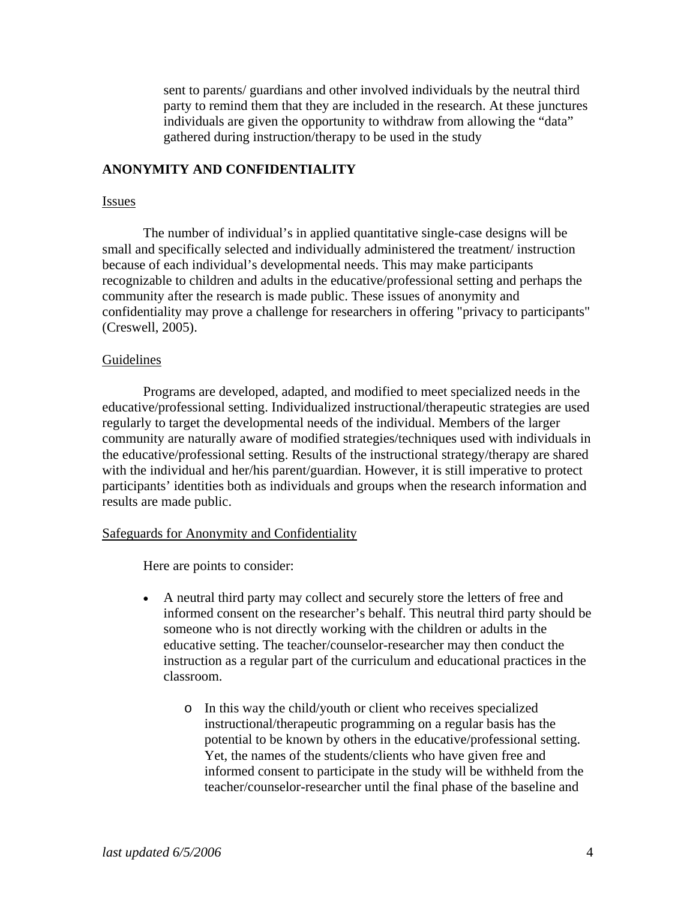sent to parents/ guardians and other involved individuals by the neutral third party to remind them that they are included in the research. At these junctures individuals are given the opportunity to withdraw from allowing the "data" gathered during instruction/therapy to be used in the study

**ANONYMITY AND CONFIDENTIALITY**

Issues

The number of individual's in applied quantitative single-case designs will be small and specifically selected and individually administered the treatment/ instruction because of each individual's developmental needs. This may make participants recognizable to children and adults in the educative/professional setting and perhaps the community after the research is made public. These issues of anonymity and confidentiality may prove a challenge for researchers in offering "privacy to participants" (Creswell, 2005).

Guidelines

Programs are developed, adapted, and modified to meet specialized needs in the educative/professional setting. Individualized instructional/therapeutic strategies are used regularly to target the developmental needs of the individual. Members of the larger community are naturally aware of modified strategies/techniques used with individuals in the educative/professional setting. Results of the instructional strategy/therapy are shared with the individual and her/his parent/guardian. However, it is still imperative to protect participants' identities both as individuals and groups when the research information and results are made public.

Safeguards for Anonymity and Confidentiality

Here are points to consider:

- A neutral third party may collect and securely store the letters of free and informed consent on the researcher's behalf. This neutral third party should be someone who is not directly working with the children or adults in the educative setting. The teacher/counselor-researcher may then conduct the instruction as a regular part of the curriculum and educational practices in the classroom.
    - In this way the child/youth or client who receives specialized instructional/therapeutic programming on a regular basis has the potential to be known by others in the educative/professional setting. Yet, the names of the students/clients who have given free and informed consent to participate in the study will be withheld from the teacher/counselor-researcher until the final phase of the baseline and

*last updated 6/5/2006*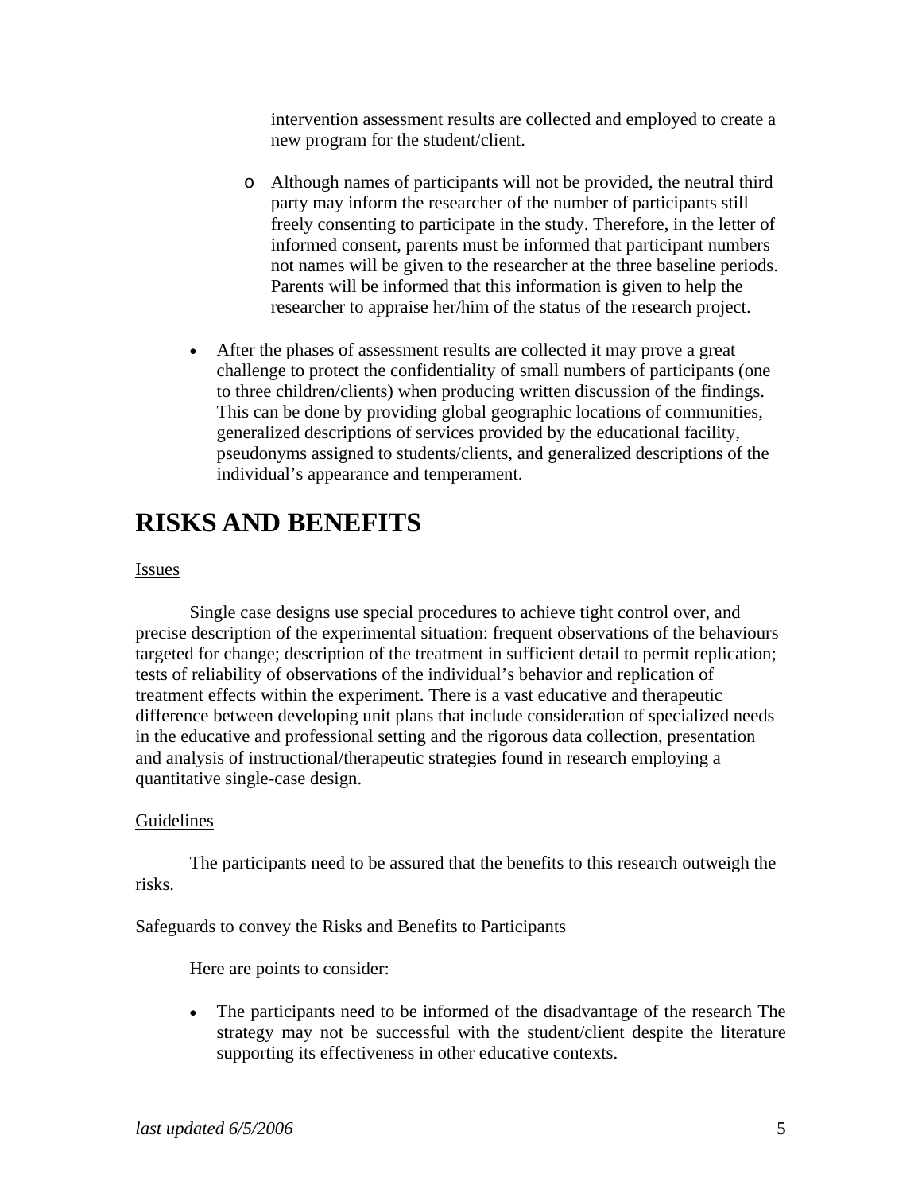intervention assessment results are collected and employed to create a new program for the student/client.

  - Although names of participants will not be provided, the neutral third party may inform the researcher of the number of participants still freely consenting to participate in the study. Therefore, in the letter of informed consent, parents must be informed that participant numbers not names will be given to the researcher at the three baseline periods. Parents will be informed that this information is given to help the researcher to appraise her/him of the status of the research project.

- After the phases of assessment results are collected it may prove a great challenge to protect the confidentiality of small numbers of participants (one to three children/clients) when producing written discussion of the findings. This can be done by providing global geographic locations of communities, generalized descriptions of services provided by the educational facility, pseudonyms assigned to students/clients, and generalized descriptions of the individual's appearance and temperament.

# RISKS AND BENEFITS

Issues

Single case designs use special procedures to achieve tight control over, and precise description of the experimental situation: frequent observations of the behaviours targeted for change; description of the treatment in sufficient detail to permit replication; tests of reliability of observations of the individual's behavior and replication of treatment effects within the experiment. There is a vast educative and therapeutic difference between developing unit plans that include consideration of specialized needs in the educative and professional setting and the rigorous data collection, presentation and analysis of instructional/therapeutic strategies found in research employing a quantitative single-case design.

Guidelines

The participants need to be assured that the benefits to this research outweigh the risks.

Safeguards to convey the Risks and Benefits to Participants

Here are points to consider:

- The participants need to be informed of the disadvantage of the research The strategy may not be successful with the student/client despite the literature supporting its effectiveness in other educative contexts.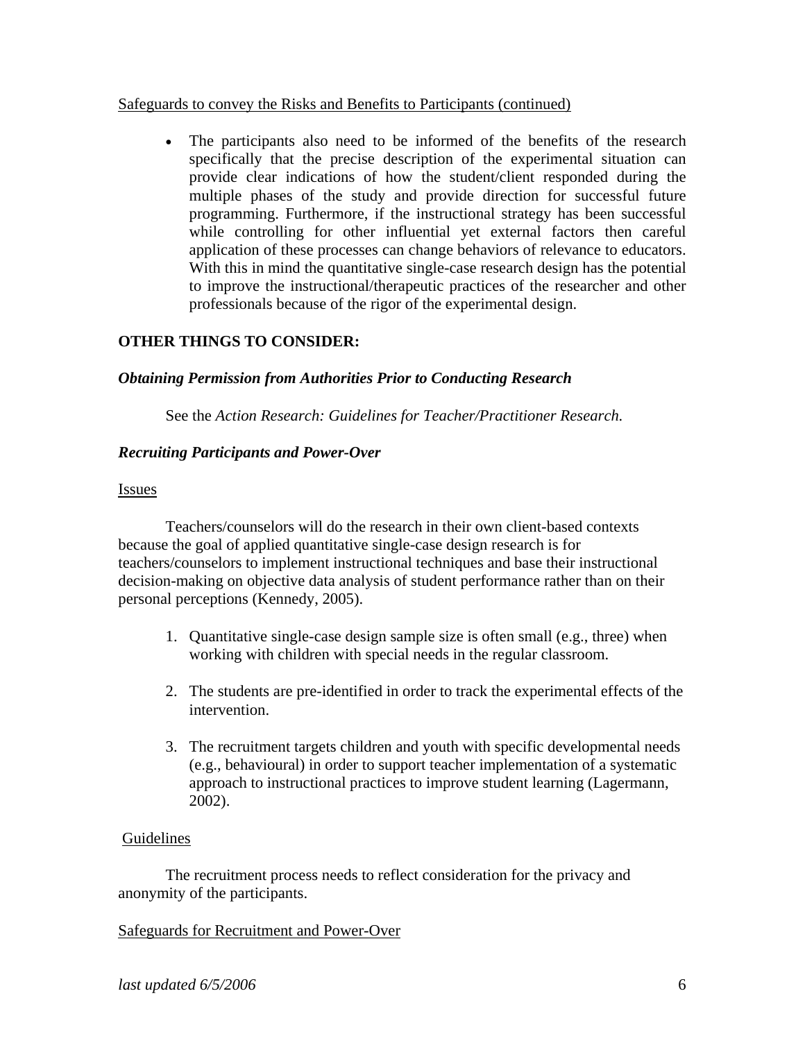Safeguards to convey the Risks and Benefits to Participants (continued)

- The participants also need to be informed of the benefits of the research specifically that the precise description of the experimental situation can provide clear indications of how the student/client responded during the multiple phases of the study and provide direction for successful future programming. Furthermore, if the instructional strategy has been successful while controlling for other influential yet external factors then careful application of these processes can change behaviors of relevance to educators. With this in mind the quantitative single-case research design has the potential to improve the instructional/therapeutic practices of the researcher and other professionals because of the rigor of the experimental design.

## OTHER THINGS TO CONSIDER:

### *Obtaining Permission from Authorities Prior to Conducting Research*

See the *Action Research: Guidelines for Teacher/Practitioner Research.*

### *Recruiting Participants and Power-Over*

Issues

Teachers/counselors will do the research in their own client-based contexts because the goal of applied quantitative single-case design research is for teachers/counselors to implement instructional techniques and base their instructional decision-making on objective data analysis of student performance rather than on their personal perceptions (Kennedy, 2005).

1. Quantitative single-case design sample size is often small (e.g., three) when working with children with special needs in the regular classroom.

2. The students are pre-identified in order to track the experimental effects of the intervention.

3. The recruitment targets children and youth with specific developmental needs (e.g., behavioural) in order to support teacher implementation of a systematic approach to instructional practices to improve student learning (Lagermann, 2002).

Guidelines

The recruitment process needs to reflect consideration for the privacy and anonymity of the participants.

Safeguards for Recruitment and Power-Over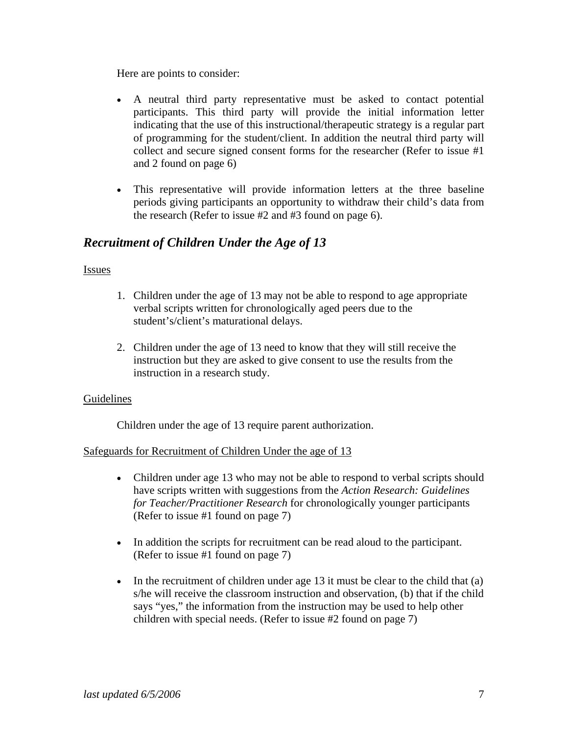Here are points to consider:

- A neutral third party representative must be asked to contact potential participants. This third party will provide the initial information letter indicating that the use of this instructional/therapeutic strategy is a regular part of programming for the student/client. In addition the neutral third party will collect and secure signed consent forms for the researcher (Refer to issue #1 and 2 found on page 6)

- This representative will provide information letters at the three baseline periods giving participants an opportunity to withdraw their child's data from the research (Refer to issue #2 and #3 found on page 6).

## *Recruitment of Children Under the Age of 13*

Issues

1. Children under the age of 13 may not be able to respond to age appropriate verbal scripts written for chronologically aged peers due to the student's/client's maturational delays.

2. Children under the age of 13 need to know that they will still receive the instruction but they are asked to give consent to use the results from the instruction in a research study.

Guidelines

Children under the age of 13 require parent authorization.

Safeguards for Recruitment of Children Under the age of 13

- Children under age 13 who may not be able to respond to verbal scripts should have scripts written with suggestions from the *Action Research: Guidelines for Teacher/Practitioner Research* for chronologically younger participants (Refer to issue #1 found on page 7)

- In addition the scripts for recruitment can be read aloud to the participant. (Refer to issue #1 found on page 7)

- In the recruitment of children under age 13 it must be clear to the child that (a) s/he will receive the classroom instruction and observation, (b) that if the child says "yes," the information from the instruction may be used to help other children with special needs. (Refer to issue #2 found on page 7)

*last updated 6/5/2006*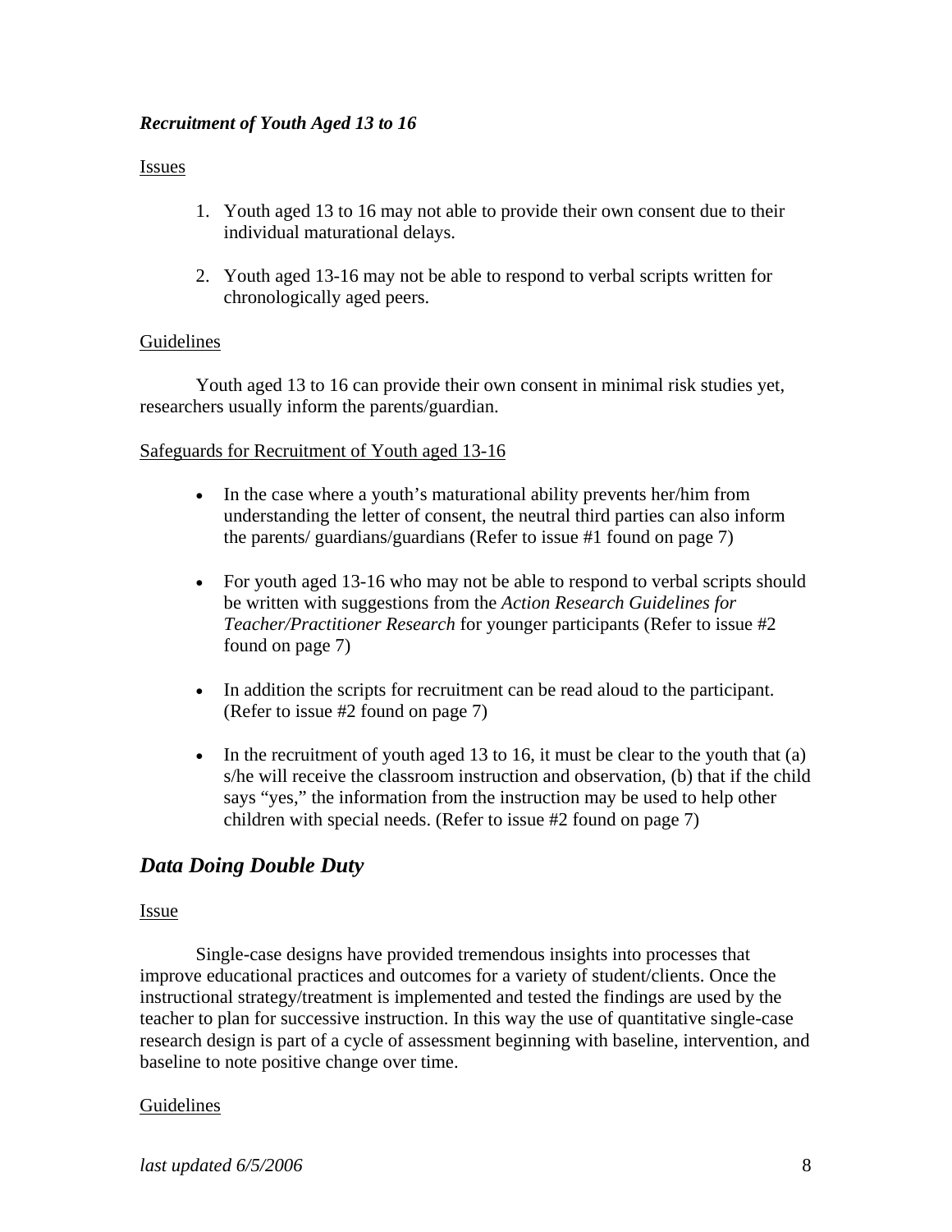### *Recruitment of Youth Aged 13 to 16*

Issues

1. Youth aged 13 to 16 may not able to provide their own consent due to their individual maturational delays.

2. Youth aged 13-16 may not be able to respond to verbal scripts written for chronologically aged peers.

Guidelines

Youth aged 13 to 16 can provide their own consent in minimal risk studies yet, researchers usually inform the parents/guardian.

Safeguards for Recruitment of Youth aged 13-16

- In the case where a youth's maturational ability prevents her/him from understanding the letter of consent, the neutral third parties can also inform the parents/ guardians/guardians (Refer to issue #1 found on page 7)

- For youth aged 13-16 who may not be able to respond to verbal scripts should be written with suggestions from the *Action Research Guidelines for Teacher/Practitioner Research* for younger participants (Refer to issue #2 found on page 7)

- In addition the scripts for recruitment can be read aloud to the participant. (Refer to issue #2 found on page 7)

- In the recruitment of youth aged 13 to 16, it must be clear to the youth that (a) s/he will receive the classroom instruction and observation, (b) that if the child says "yes," the information from the instruction may be used to help other children with special needs. (Refer to issue #2 found on page 7)

## *Data Doing Double Duty*

Issue

Single-case designs have provided tremendous insights into processes that improve educational practices and outcomes for a variety of student/clients. Once the instructional strategy/treatment is implemented and tested the findings are used by the teacher to plan for successive instruction. In this way the use of quantitative single-case research design is part of a cycle of assessment beginning with baseline, intervention, and baseline to note positive change over time.

Guidelines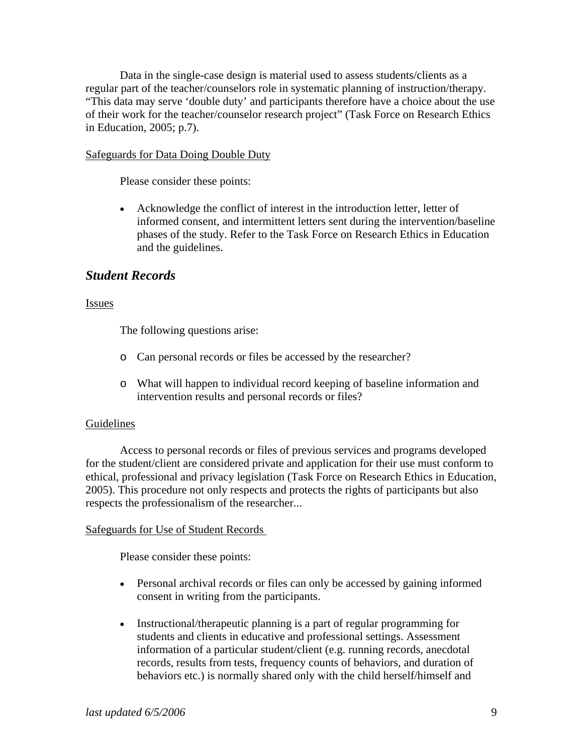Data in the single-case design is material used to assess students/clients as a regular part of the teacher/counselors role in systematic planning of instruction/therapy. "This data may serve 'double duty' and participants therefore have a choice about the use of their work for the teacher/counselor research project" (Task Force on Research Ethics in Education, 2005; p.7).

Safeguards for Data Doing Double Duty

Please consider these points:

- Acknowledge the conflict of interest in the introduction letter, letter of informed consent, and intermittent letters sent during the intervention/baseline phases of the study. Refer to the Task Force on Research Ethics in Education and the guidelines.

## *Student Records*

Issues

The following questions arise:

- Can personal records or files be accessed by the researcher?
- What will happen to individual record keeping of baseline information and intervention results and personal records or files?

Guidelines

Access to personal records or files of previous services and programs developed for the student/client are considered private and application for their use must conform to ethical, professional and privacy legislation (Task Force on Research Ethics in Education, 2005). This procedure not only respects and protects the rights of participants but also respects the professionalism of the researcher...

Safeguards for Use of Student Records

Please consider these points:

- Personal archival records or files can only be accessed by gaining informed consent in writing from the participants.
- Instructional/therapeutic planning is a part of regular programming for students and clients in educative and professional settings. Assessment information of a particular student/client (e.g. running records, anecdotal records, results from tests, frequency counts of behaviors, and duration of behaviors etc.) is normally shared only with the child herself/himself and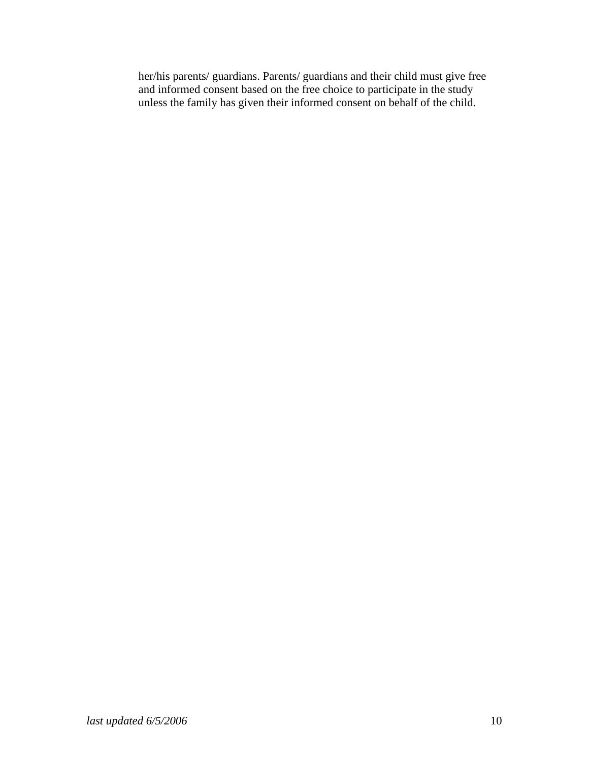her/his parents/ guardians. Parents/ guardians and their child must give free and informed consent based on the free choice to participate in the study unless the family has given their informed consent on behalf of the child.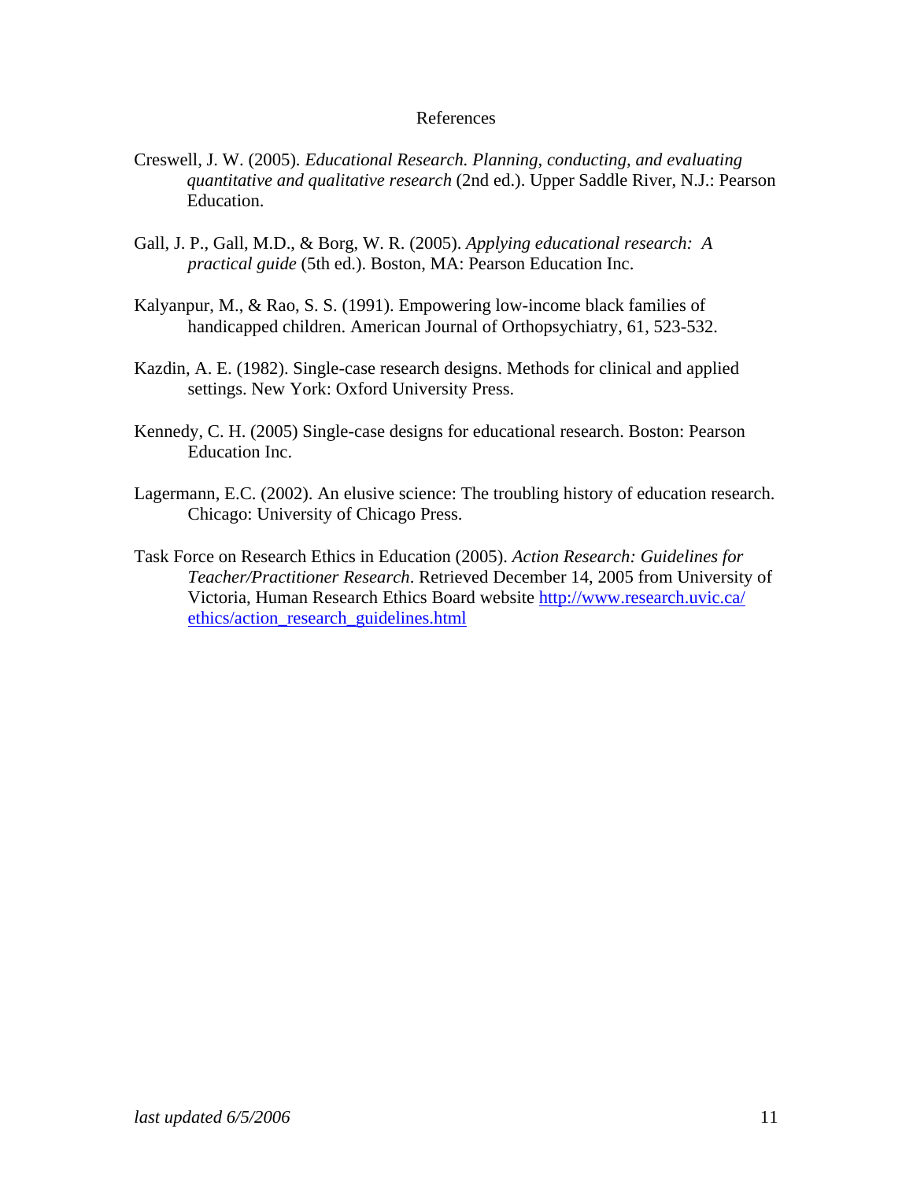# References

Creswell, J. W. (2005). *Educational Research. Planning, conducting, and evaluating quantitative and qualitative research* (2nd ed.). Upper Saddle River, N.J.: Pearson Education.

Gall, J. P., Gall, M.D., & Borg, W. R. (2005). *Applying educational research: A practical guide* (5th ed.). Boston, MA: Pearson Education Inc.

Kalyanpur, M., & Rao, S. S. (1991). Empowering low-income black families of handicapped children. American Journal of Orthopsychiatry, 61, 523-532.

Kazdin, A. E. (1982). Single-case research designs. Methods for clinical and applied settings. New York: Oxford University Press.

Kennedy, C. H. (2005) Single-case designs for educational research. Boston: Pearson Education Inc.

Lagermann, E.C. (2002). An elusive science: The troubling history of education research. Chicago: University of Chicago Press.

Task Force on Research Ethics in Education (2005). *Action Research: Guidelines for Teacher/Practitioner Research*. Retrieved December 14, 2005 from University of Victoria, Human Research Ethics Board website http://www.research.uvic.ca/ethics/action_research_guidelines.html